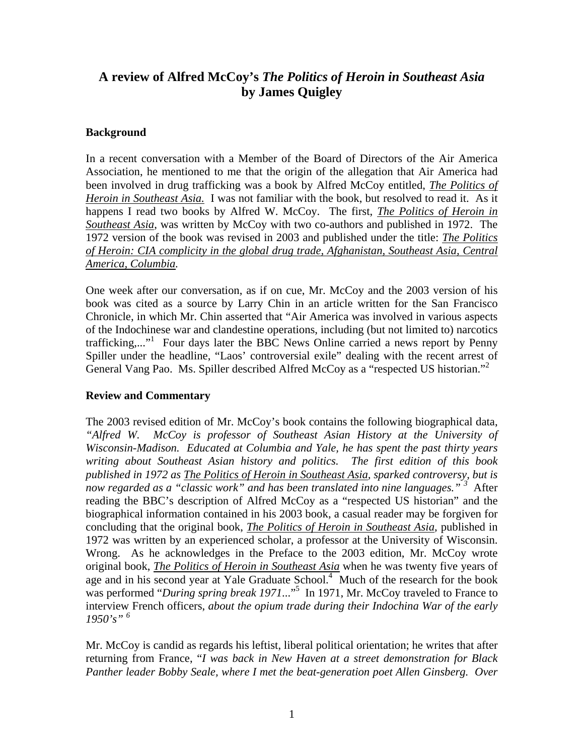# A review of Alfred McCoy's *The Politics of Heroin in Southeast Asia* by James Quigley

## Background

In a recent conversation with a Member of the Board of Directors of the Air America Association, he mentioned to me that the origin of the allegation that Air America had been involved in drug trafficking was a book by Alfred McCoy entitled, ***The Politics of Heroin in Southeast Asia.*** I was not familiar with the book, but resolved to read it. As it happens I read two books by Alfred W. McCoy. The first, ***The Politics of Heroin in Southeast Asia***, was written by McCoy with two co-authors and published in 1972. The 1972 version of the book was revised in 2003 and published under the title: *The Politics of Heroin: CIA complicity in the global drug trade, Afghanistan, Southeast Asia, Central America, Columbia.*

One week after our conversation, as if on cue, Mr. McCoy and the 2003 version of his book was cited as a source by Larry Chin in an article written for the San Francisco Chronicle, in which Mr. Chin asserted that "Air America was involved in various aspects of the Indochinese war and clandestine operations, including (but not limited to) narcotics trafficking,..."[1] Four days later the BBC News Online carried a news report by Penny Spiller under the headline, "Laos' controversial exile" dealing with the recent arrest of General Vang Pao. Ms. Spiller described Alfred McCoy as a "respected US historian."[2]

## Review and Commentary

The 2003 revised edition of Mr. McCoy's book contains the following biographical data, *"Alfred W. McCoy is professor of Southeast Asian History at the University of Wisconsin-Madison. Educated at Columbia and Yale, he has spent the past thirty years writing about Southeast Asian history and politics. The first edition of this book published in 1972 as The Politics of Heroin in Southeast Asia, sparked controversy, but is now regarded as a "classic work" and has been translated into nine languages."* [3] After reading the BBC's description of Alfred McCoy as a "respected US historian" and the biographical information contained in his 2003 book, a casual reader may be forgiven for concluding that the original book, ***The Politics of Heroin in Southeast Asia***, published in 1972 was written by an experienced scholar, a professor at the University of Wisconsin. Wrong. As he acknowledges in the Preface to the 2003 edition, Mr. McCoy wrote original book, ***The Politics of Heroin in Southeast Asia*** when he was twenty five years of age and in his second year at Yale Graduate School.[4] Much of the research for the book was performed "*During spring break 1971*..."[5] In 1971, Mr. McCoy traveled to France to interview French officers, *about the opium trade during their Indochina War of the early 1950's"* [6]

Mr. McCoy is candid as regards his leftist, liberal political orientation; he writes that after returning from France, "*I was back in New Haven at a street demonstration for Black Panther leader Bobby Seale, where I met the beat-generation poet Allen Ginsberg. Over*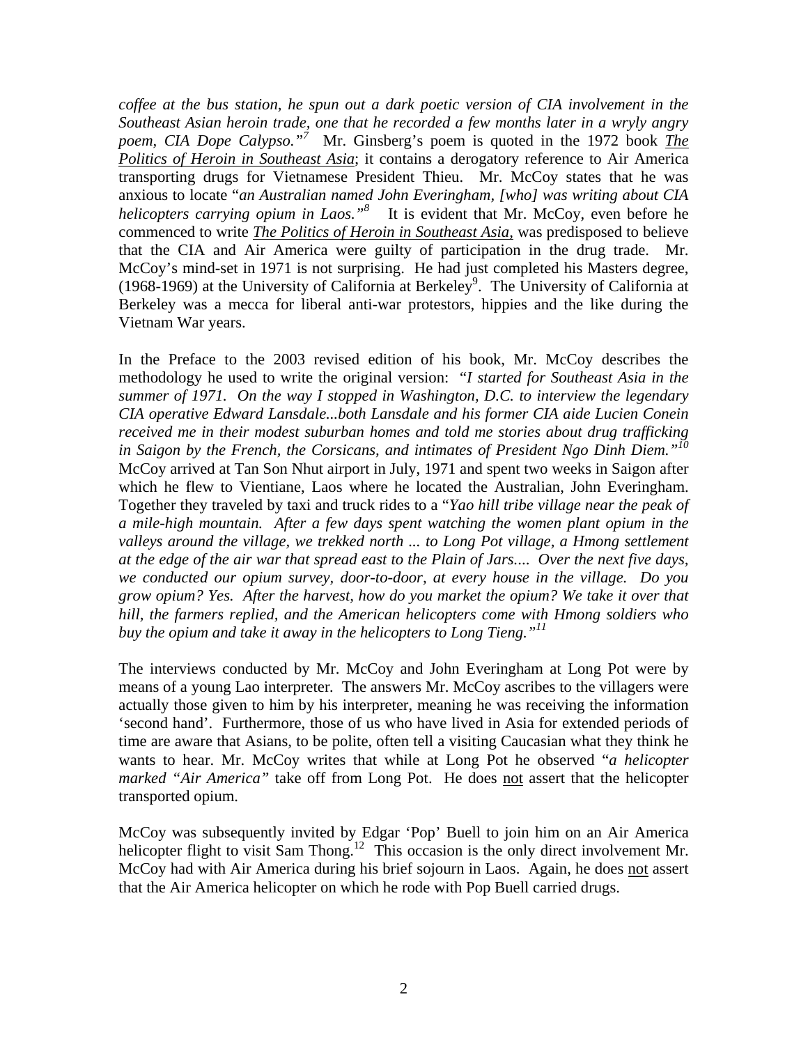*coffee at the bus station, he spun out a dark poetic version of CIA involvement in the Southeast Asian heroin trade, one that he recorded a few months later in a wryly angry poem, CIA Dope Calypso."*[7] Mr. Ginsberg's poem is quoted in the 1972 book <u>*The Politics of Heroin in Southeast Asia*</u>; it contains a derogatory reference to Air America transporting drugs for Vietnamese President Thieu. Mr. McCoy states that he was anxious to locate "*an Australian named John Everingham, [who] was writing about CIA helicopters carrying opium in Laos."*[8] It is evident that Mr. McCoy, even before he commenced to write <u>*The Politics of Heroin in Southeast Asia*</u>, was predisposed to believe that the CIA and Air America were guilty of participation in the drug trade. Mr. McCoy's mind-set in 1971 is not surprising. He had just completed his Masters degree, (1968-1969) at the University of California at Berkeley[9]. The University of California at Berkeley was a mecca for liberal anti-war protestors, hippies and the like during the Vietnam War years.

In the Preface to the 2003 revised edition of his book, Mr. McCoy describes the methodology he used to write the original version: "*I started for Southeast Asia in the summer of 1971. On the way I stopped in Washington, D.C. to interview the legendary CIA operative Edward Lansdale...both Lansdale and his former CIA aide Lucien Conein received me in their modest suburban homes and told me stories about drug trafficking in Saigon by the French, the Corsicans, and intimates of President Ngo Dinh Diem."*[10] McCoy arrived at Tan Son Nhut airport in July, 1971 and spent two weeks in Saigon after which he flew to Vientiane, Laos where he located the Australian, John Everingham. Together they traveled by taxi and truck rides to a "*Yao hill tribe village near the peak of a mile-high mountain. After a few days spent watching the women plant opium in the valleys around the village, we trekked north ... to Long Pot village, a Hmong settlement at the edge of the air war that spread east to the Plain of Jars.... Over the next five days, we conducted our opium survey, door-to-door, at every house in the village. Do you grow opium? Yes. After the harvest, how do you market the opium? We take it over that hill, the farmers replied, and the American helicopters come with Hmong soldiers who buy the opium and take it away in the helicopters to Long Tieng."*[11]

The interviews conducted by Mr. McCoy and John Everingham at Long Pot were by means of a young Lao interpreter. The answers Mr. McCoy ascribes to the villagers were actually those given to him by his interpreter, meaning he was receiving the information 'second hand'. Furthermore, those of us who have lived in Asia for extended periods of time are aware that Asians, to be polite, often tell a visiting Caucasian what they think he wants to hear. Mr. McCoy writes that while at Long Pot he observed "*a helicopter marked "Air America"* take off from Long Pot. He does <u>not</u> assert that the helicopter transported opium.

McCoy was subsequently invited by Edgar 'Pop' Buell to join him on an Air America helicopter flight to visit Sam Thong.[12] This occasion is the only direct involvement Mr. McCoy had with Air America during his brief sojourn in Laos. Again, he does <u>not</u> assert that the Air America helicopter on which he rode with Pop Buell carried drugs.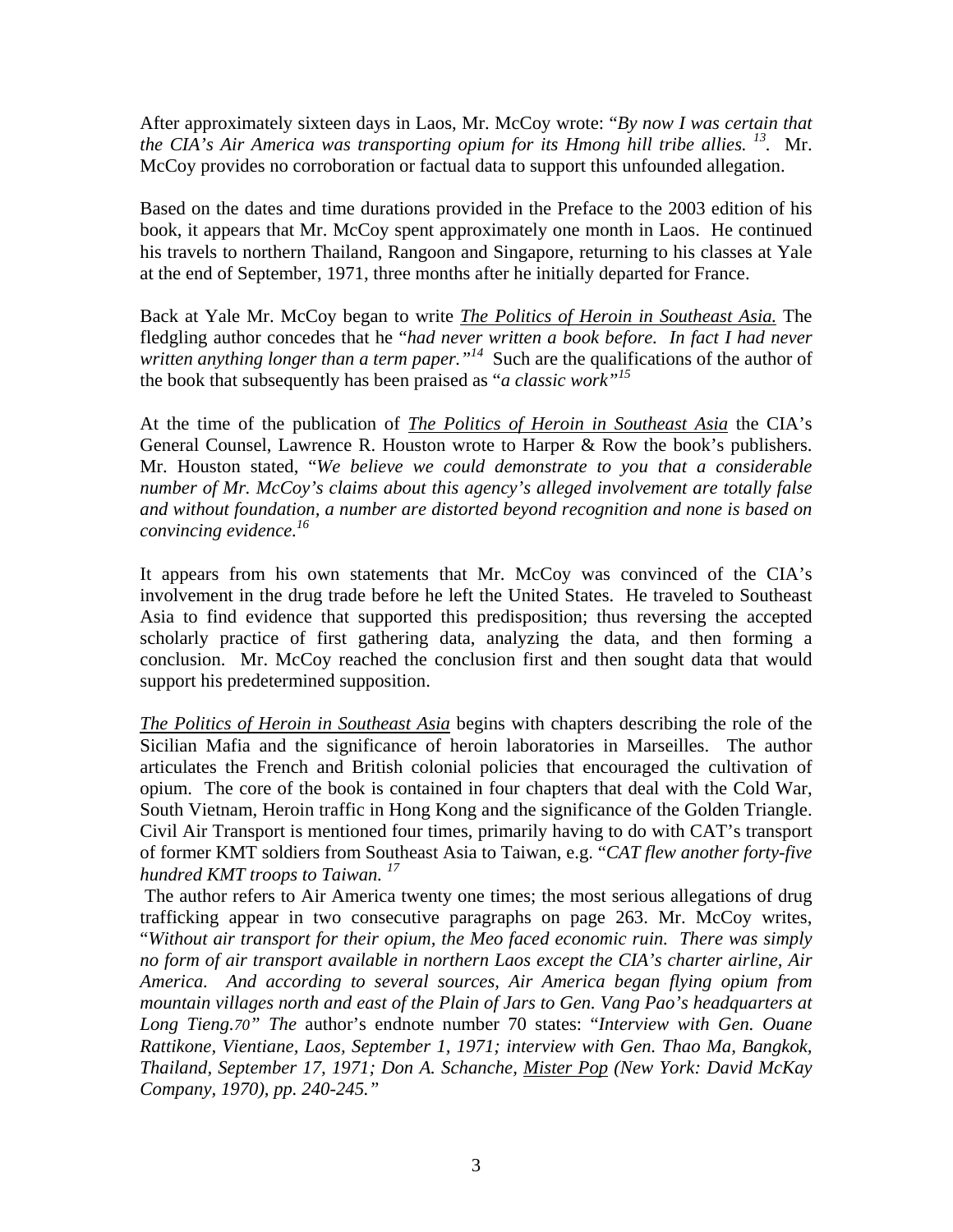After approximately sixteen days in Laos, Mr. McCoy wrote: "*By now I was certain that the CIA's Air America was transporting opium for its Hmong hill tribe allies.* [13]. Mr. McCoy provides no corroboration or factual data to support this unfounded allegation.

Based on the dates and time durations provided in the Preface to the 2003 edition of his book, it appears that Mr. McCoy spent approximately one month in Laos. He continued his travels to northern Thailand, Rangoon and Singapore, returning to his classes at Yale at the end of September, 1971, three months after he initially departed for France.

Back at Yale Mr. McCoy began to write <u>*The Politics of Heroin in Southeast Asia.*</u> The fledgling author concedes that he "*had never written a book before. In fact I had never written anything longer than a term paper.*"[14] Such are the qualifications of the author of the book that subsequently has been praised as "*a classic work*"[15]

At the time of the publication of <u>*The Politics of Heroin in Southeast Asia*</u> the CIA's General Counsel, Lawrence R. Houston wrote to Harper & Row the book's publishers. Mr. Houston stated, "*We believe we could demonstrate to you that a considerable number of Mr. McCoy's claims about this agency's alleged involvement are totally false and without foundation, a number are distorted beyond recognition and none is based on convincing evidence.*[16]

It appears from his own statements that Mr. McCoy was convinced of the CIA's involvement in the drug trade before he left the United States. He traveled to Southeast Asia to find evidence that supported this predisposition; thus reversing the accepted scholarly practice of first gathering data, analyzing the data, and then forming a conclusion. Mr. McCoy reached the conclusion first and then sought data that would support his predetermined supposition.

<u>*The Politics of Heroin in Southeast Asia*</u> begins with chapters describing the role of the Sicilian Mafia and the significance of heroin laboratories in Marseilles. The author articulates the French and British colonial policies that encouraged the cultivation of opium. The core of the book is contained in four chapters that deal with the Cold War, South Vietnam, Heroin traffic in Hong Kong and the significance of the Golden Triangle. Civil Air Transport is mentioned four times, primarily having to do with CAT's transport of former KMT soldiers from Southeast Asia to Taiwan, e.g. "*CAT flew another forty-five hundred KMT troops to Taiwan.* [17]

The author refers to Air America twenty one times; the most serious allegations of drug trafficking appear in two consecutive paragraphs on page 263. Mr. McCoy writes, "*Without air transport for their opium, the Meo faced economic ruin. There was simply no form of air transport available in northern Laos except the CIA's charter airline, Air America. And according to several sources, Air America began flying opium from mountain villages north and east of the Plain of Jars to Gen. Vang Pao's headquarters at Long Tieng.70" The* author's endnote number 70 states: "*Interview with Gen. Ouane Rattikone, Vientiane, Laos, September 1, 1971; interview with Gen. Thao Ma, Bangkok, Thailand, September 17, 1971; Don A. Schanche, <u>Mister Pop</u> (New York: David McKay Company, 1970), pp. 240-245.*"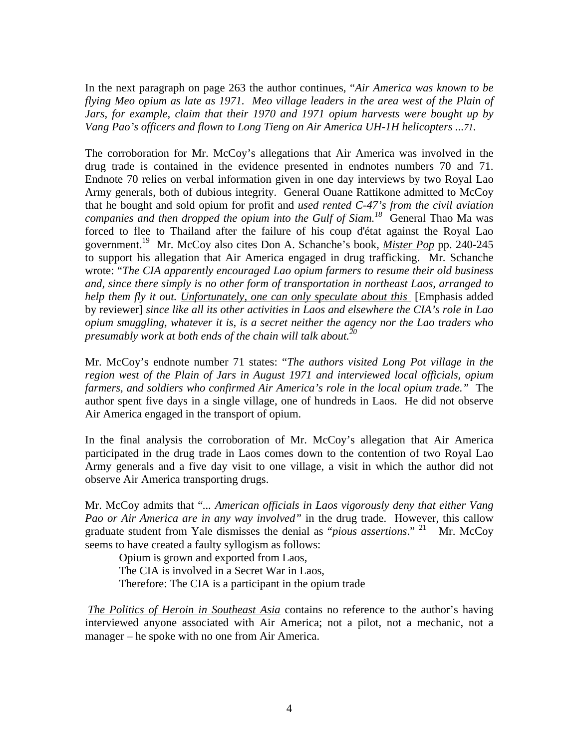In the next paragraph on page 263 the author continues, "*Air America was known to be flying Meo opium as late as 1971. Meo village leaders in the area west of the Plain of Jars, for example, claim that their 1970 and 1971 opium harvests were bought up by Vang Pao's officers and flown to Long Tieng on Air America UH-1H helicopters ...71.*

The corroboration for Mr. McCoy's allegations that Air America was involved in the drug trade is contained in the evidence presented in endnotes numbers 70 and 71. Endnote 70 relies on verbal information given in one day interviews by two Royal Lao Army generals, both of dubious integrity. General Ouane Rattikone admitted to McCoy that he bought and sold opium for profit and *used rented C-47's from the civil aviation companies and then dropped the opium into the Gulf of Siam.*[18] General Thao Ma was forced to flee to Thailand after the failure of his coup d'état against the Royal Lao government.[19] Mr. McCoy also cites Don A. Schanche's book, Mister Pop pp. 240-245 to support his allegation that Air America engaged in drug trafficking. Mr. Schanche wrote: "*The CIA apparently encouraged Lao opium farmers to resume their old business and, since there simply is no other form of transportation in northeast Laos, arranged to help them fly it out. Unfortunately, one can only speculate about this* [Emphasis added by reviewer] *since like all its other activities in Laos and elsewhere the CIA's role in Lao opium smuggling, whatever it is, is a secret neither the agency nor the Lao traders who presumably work at both ends of the chain will talk about.*[20]

Mr. McCoy's endnote number 71 states: "*The authors visited Long Pot village in the region west of the Plain of Jars in August 1971 and interviewed local officials, opium farmers, and soldiers who confirmed Air America's role in the local opium trade.*" The author spent five days in a single village, one of hundreds in Laos. He did not observe Air America engaged in the transport of opium.

In the final analysis the corroboration of Mr. McCoy's allegation that Air America participated in the drug trade in Laos comes down to the contention of two Royal Lao Army generals and a five day visit to one village, a visit in which the author did not observe Air America transporting drugs.

Mr. McCoy admits that "*... American officials in Laos vigorously deny that either Vang Pao or Air America are in any way involved*" in the drug trade. However, this callow graduate student from Yale dismisses the denial as "*pious assertions*."[21] Mr. McCoy seems to have created a faulty syllogism as follows:

Opium is grown and exported from Laos,
The CIA is involved in a Secret War in Laos,
Therefore: The CIA is a participant in the opium trade

The Politics of Heroin in Southeast Asia contains no reference to the author's having interviewed anyone associated with Air America; not a pilot, not a mechanic, not a manager – he spoke with no one from Air America.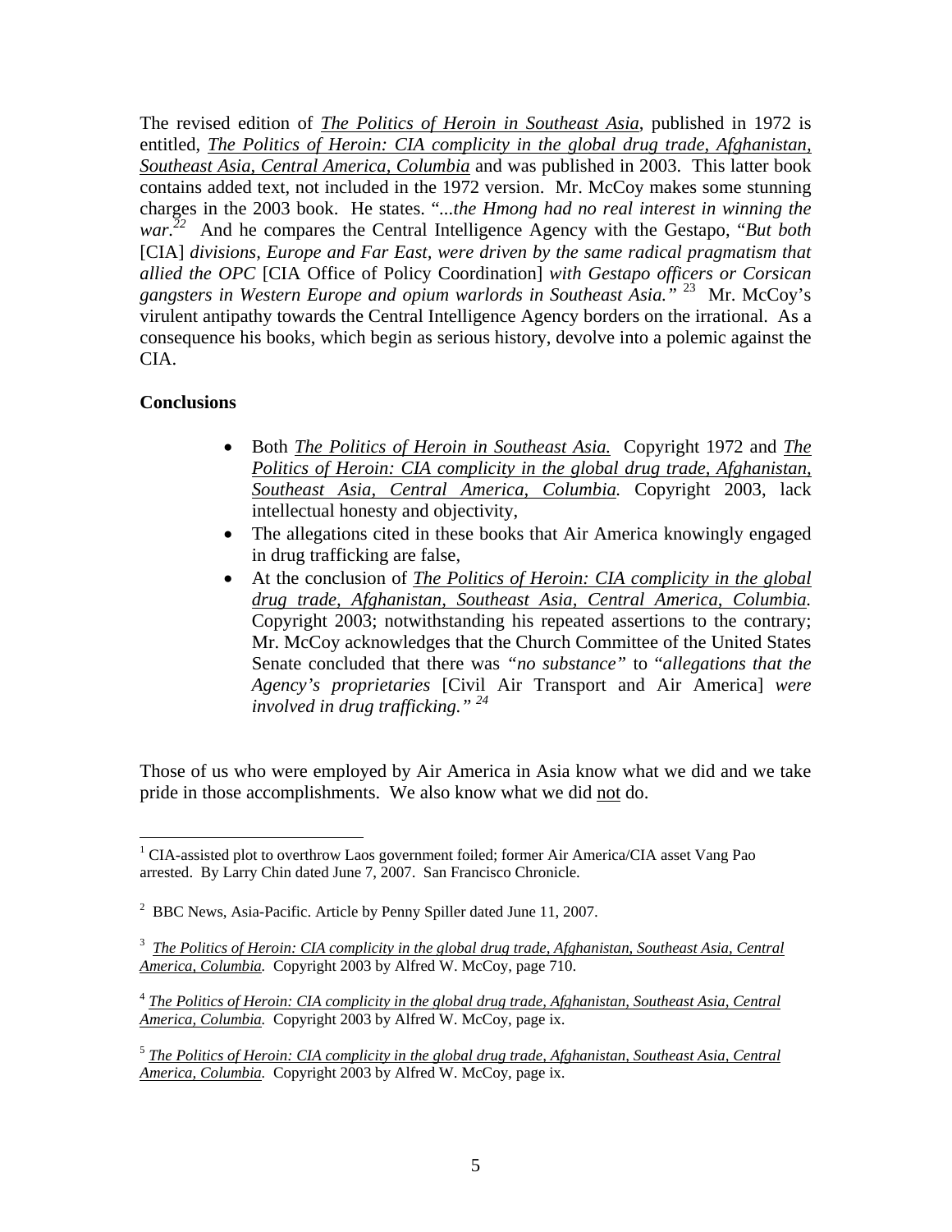The revised edition of *The Politics of Heroin in Southeast Asia*, published in 1972 is entitled, *The Politics of Heroin: CIA complicity in the global drug trade, Afghanistan, Southeast Asia, Central America, Columbia* and was published in 2003. This latter book contains added text, not included in the 1972 version. Mr. McCoy makes some stunning charges in the 2003 book. He states. "*...the Hmong had no real interest in winning the war.*[22] And he compares the Central Intelligence Agency with the Gestapo, "*But both* [CIA] *divisions, Europe and Far East, were driven by the same radical pragmatism that allied the OPC* [CIA Office of Policy Coordination] *with Gestapo officers or Corsican gangsters in Western Europe and opium warlords in Southeast Asia."* [23] Mr. McCoy's virulent antipathy towards the Central Intelligence Agency borders on the irrational. As a consequence his books, which begin as serious history, devolve into a polemic against the CIA.

**Conclusions**

- Both *The Politics of Heroin in Southeast Asia.* Copyright 1972 and *The Politics of Heroin: CIA complicity in the global drug trade, Afghanistan, Southeast Asia, Central America, Columbia.* Copyright 2003, lack intellectual honesty and objectivity,
- The allegations cited in these books that Air America knowingly engaged in drug trafficking are false,
- At the conclusion of *The Politics of Heroin: CIA complicity in the global drug trade, Afghanistan, Southeast Asia, Central America, Columbia.* Copyright 2003; notwithstanding his repeated assertions to the contrary; Mr. McCoy acknowledges that the Church Committee of the United States Senate concluded that there was *"no substance"* to "*allegations that the Agency's proprietaries* [Civil Air Transport and Air America] *were involved in drug trafficking."* [24]

Those of us who were employed by Air America in Asia know what we did and we take pride in those accomplishments. We also know what we did not do.

---

[1] CIA-assisted plot to overthrow Laos government foiled; former Air America/CIA asset Vang Pao arrested. By Larry Chin dated June 7, 2007. San Francisco Chronicle.

[2] BBC News, Asia-Pacific. Article by Penny Spiller dated June 11, 2007.

[3] *The Politics of Heroin: CIA complicity in the global drug trade, Afghanistan, Southeast Asia, Central America, Columbia.* Copyright 2003 by Alfred W. McCoy, page 710.

[4] *The Politics of Heroin: CIA complicity in the global drug trade, Afghanistan, Southeast Asia, Central America, Columbia.* Copyright 2003 by Alfred W. McCoy, page ix.

[5] *The Politics of Heroin: CIA complicity in the global drug trade, Afghanistan, Southeast Asia, Central America, Columbia.* Copyright 2003 by Alfred W. McCoy, page ix.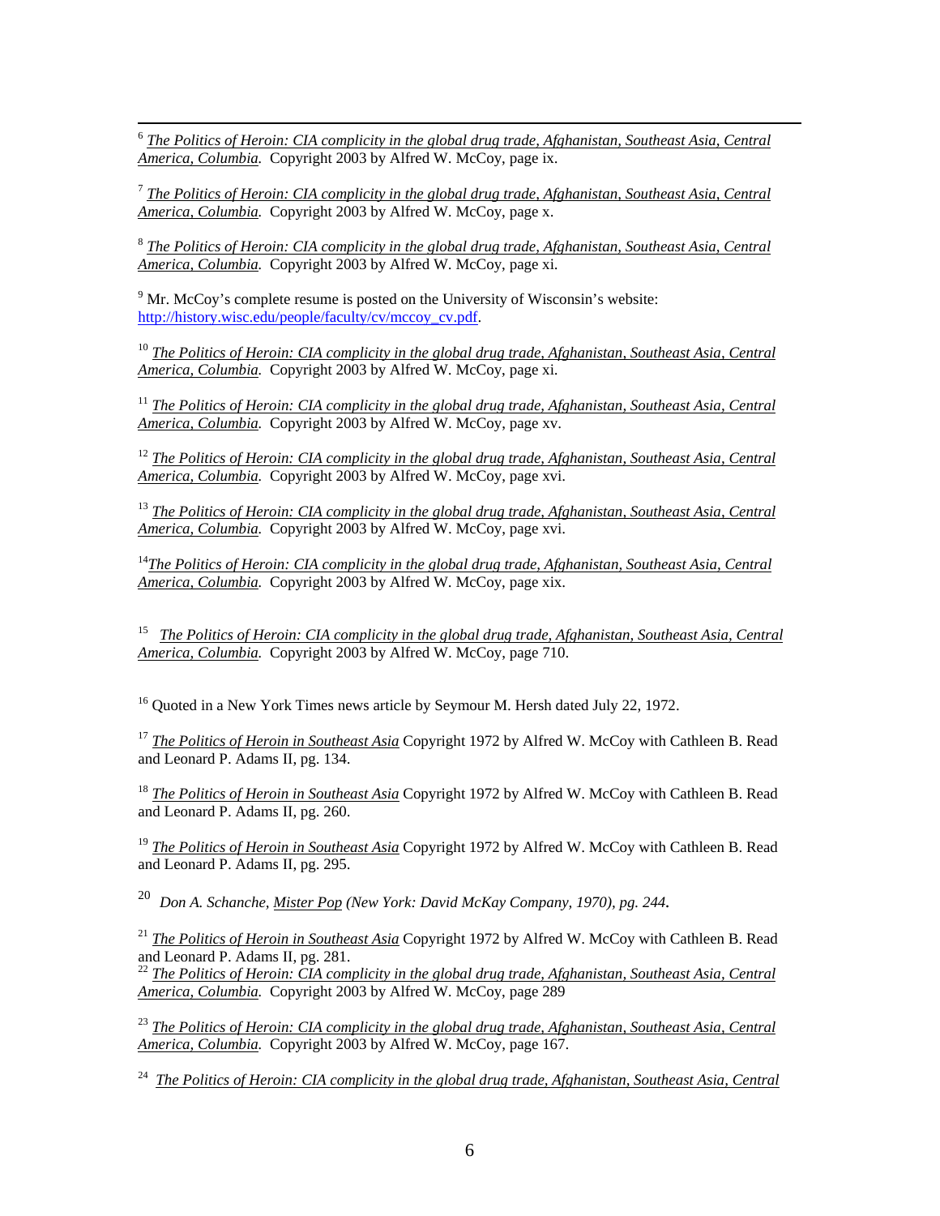[6] *The Politics of Heroin: CIA complicity in the global drug trade, Afghanistan, Southeast Asia, Central America, Columbia.* Copyright 2003 by Alfred W. McCoy, page ix.

[7] *The Politics of Heroin: CIA complicity in the global drug trade, Afghanistan, Southeast Asia, Central America, Columbia.* Copyright 2003 by Alfred W. McCoy, page x.

[8] *The Politics of Heroin: CIA complicity in the global drug trade, Afghanistan, Southeast Asia, Central America, Columbia.* Copyright 2003 by Alfred W. McCoy, page xi.

[9] Mr. McCoy's complete resume is posted on the University of Wisconsin's website: http://history.wisc.edu/people/faculty/cv/mccoy_cv.pdf.

[10] *The Politics of Heroin: CIA complicity in the global drug trade, Afghanistan, Southeast Asia, Central America, Columbia.* Copyright 2003 by Alfred W. McCoy, page xi.

[11] *The Politics of Heroin: CIA complicity in the global drug trade, Afghanistan, Southeast Asia, Central America, Columbia.* Copyright 2003 by Alfred W. McCoy, page xv.

[12] *The Politics of Heroin: CIA complicity in the global drug trade, Afghanistan, Southeast Asia, Central America, Columbia.* Copyright 2003 by Alfred W. McCoy, page xvi.

[13] *The Politics of Heroin: CIA complicity in the global drug trade, Afghanistan, Southeast Asia, Central America, Columbia.* Copyright 2003 by Alfred W. McCoy, page xvi.

[14] *The Politics of Heroin: CIA complicity in the global drug trade, Afghanistan, Southeast Asia, Central America, Columbia.* Copyright 2003 by Alfred W. McCoy, page xix.

[15] *The Politics of Heroin: CIA complicity in the global drug trade, Afghanistan, Southeast Asia, Central America, Columbia.* Copyright 2003 by Alfred W. McCoy, page 710.

[16] Quoted in a New York Times news article by Seymour M. Hersh dated July 22, 1972.

[17] *The Politics of Heroin in Southeast Asia* Copyright 1972 by Alfred W. McCoy with Cathleen B. Read and Leonard P. Adams II, pg. 134.

[18] *The Politics of Heroin in Southeast Asia* Copyright 1972 by Alfred W. McCoy with Cathleen B. Read and Leonard P. Adams II, pg. 260.

[19] *The Politics of Heroin in Southeast Asia* Copyright 1972 by Alfred W. McCoy with Cathleen B. Read and Leonard P. Adams II, pg. 295.

[20] *Don A. Schanche, Mister Pop (New York: David McKay Company, 1970), pg. 244.*

[21] *The Politics of Heroin in Southeast Asia* Copyright 1972 by Alfred W. McCoy with Cathleen B. Read and Leonard P. Adams II, pg. 281.

[22] *The Politics of Heroin: CIA complicity in the global drug trade, Afghanistan, Southeast Asia, Central America, Columbia.* Copyright 2003 by Alfred W. McCoy, page 289

[23] *The Politics of Heroin: CIA complicity in the global drug trade, Afghanistan, Southeast Asia, Central America, Columbia.* Copyright 2003 by Alfred W. McCoy, page 167.

[24] *The Politics of Heroin: CIA complicity in the global drug trade, Afghanistan, Southeast Asia, Central*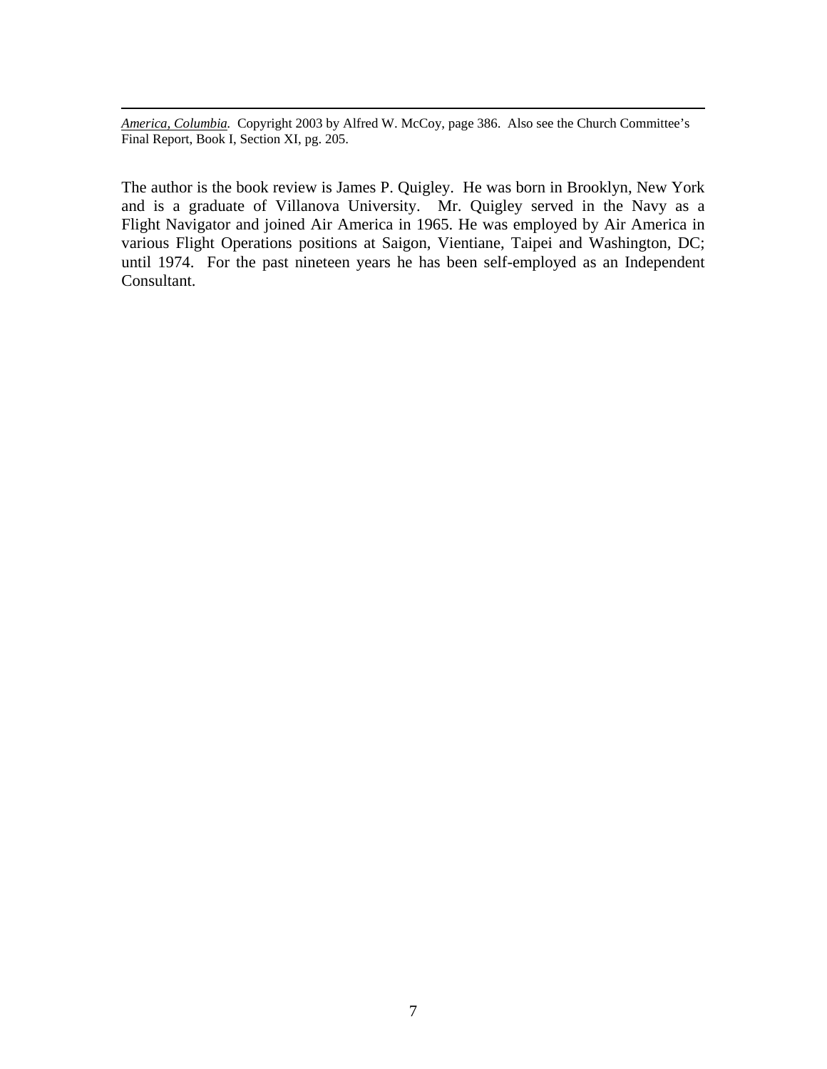*America, Columbia.* Copyright 2003 by Alfred W. McCoy, page 386. Also see the Church Committee's Final Report, Book I, Section XI, pg. 205.

The author is the book review is James P. Quigley. He was born in Brooklyn, New York and is a graduate of Villanova University. Mr. Quigley served in the Navy as a Flight Navigator and joined Air America in 1965. He was employed by Air America in various Flight Operations positions at Saigon, Vientiane, Taipei and Washington, DC; until 1974. For the past nineteen years he has been self-employed as an Independent Consultant.